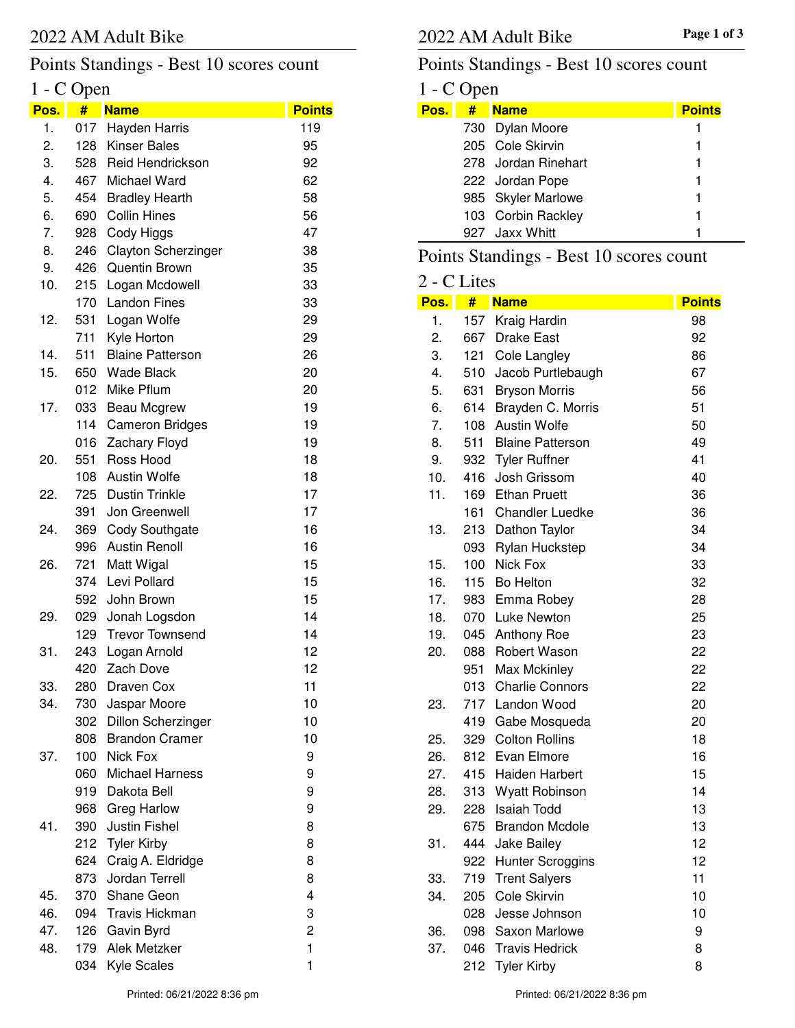# 2022 AM Adult Bike

## Points Standings - Best 10 scores count

### 1 - C Open

| Pos. | # | Name | Points |
|---|---|---|---|
| 1. | 017 | Hayden Harris | 119 |
| 2. | 128 | Kinser Bales | 95 |
| 3. | 528 | Reid Hendrickson | 92 |
| 4. | 467 | Michael Ward | 62 |
| 5. | 454 | Bradley Hearth | 58 |
| 6. | 690 | Collin Hines | 56 |
| 7. | 928 | Cody Higgs | 47 |
| 8. | 246 | Clayton Scherzinger | 38 |
| 9. | 426 | Quentin Brown | 35 |
| 10. | 215 | Logan Mcdowell | 33 |
| | 170 | Landon Fines | 33 |
| 12. | 531 | Logan Wolfe | 29 |
| | 711 | Kyle Horton | 29 |
| 14. | 511 | Blaine Patterson | 26 |
| 15. | 650 | Wade Black | 20 |
| | 012 | Mike Pflum | 20 |
| 17. | 033 | Beau Mcgrew | 19 |
| | 114 | Cameron Bridges | 19 |
| | 016 | Zachary Floyd | 19 |
| 20. | 551 | Ross Hood | 18 |
| | 108 | Austin Wolfe | 18 |
| 22. | 725 | Dustin Trinkle | 17 |
| | 391 | Jon Greenwell | 17 |
| 24. | 369 | Cody Southgate | 16 |
| | 996 | Austin Renoll | 16 |
| 26. | 721 | Matt Wigal | 15 |
| | 374 | Levi Pollard | 15 |
| | 592 | John Brown | 15 |
| 29. | 029 | Jonah Logsdon | 14 |
| | 129 | Trevor Townsend | 14 |
| 31. | 243 | Logan Arnold | 12 |
| | 420 | Zach Dove | 12 |
| 33. | 280 | Draven Cox | 11 |
| 34. | 730 | Jaspar Moore | 10 |
| | 302 | Dillon Scherzinger | 10 |
| | 808 | Brandon Cramer | 10 |
| 37. | 100 | Nick Fox | 9 |
| | 060 | Michael Harness | 9 |
| | 919 | Dakota Bell | 9 |
| | 968 | Greg Harlow | 9 |
| 41. | 390 | Justin Fishel | 8 |
| | 212 | Tyler Kirby | 8 |
| | 624 | Craig A. Eldridge | 8 |
| | 873 | Jordan Terrell | 8 |
| 45. | 370 | Shane Geon | 4 |
| 46. | 094 | Travis Hickman | 3 |
| 47. | 126 | Gavin Byrd | 2 |
| 48. | 179 | Alek Metzker | 1 |
| | 034 | Kyle Scales | 1 |
| | 730 | Dylan Moore | 1 |
| | 205 | Cole Skirvin | 1 |
| | 278 | Jordan Rinehart | 1 |
| | 222 | Jordan Pope | 1 |
| | 985 | Skyler Marlowe | 1 |
| | 103 | Corbin Rackley | 1 |
| | 927 | Jaxx Whitt | 1 |

## Points Standings - Best 10 scores count

### 2 - C Lites

| Pos. | # | Name | Points |
|---|---|---|---|
| 1. | 157 | Kraig Hardin | 98 |
| 2. | 667 | Drake East | 92 |
| 3. | 121 | Cole Langley | 86 |
| 4. | 510 | Jacob Purtlebaugh | 67 |
| 5. | 631 | Bryson Morris | 56 |
| 6. | 614 | Brayden C. Morris | 51 |
| 7. | 108 | Austin Wolfe | 50 |
| 8. | 511 | Blaine Patterson | 49 |
| 9. | 932 | Tyler Ruffner | 41 |
| 10. | 416 | Josh Grissom | 40 |
| 11. | 169 | Ethan Pruett | 36 |
| | 161 | Chandler Luedke | 36 |
| 13. | 213 | Dathon Taylor | 34 |
| | 093 | Rylan Huckstep | 34 |
| 15. | 100 | Nick Fox | 33 |
| 16. | 115 | Bo Helton | 32 |
| 17. | 983 | Emma Robey | 28 |
| 18. | 070 | Luke Newton | 25 |
| 19. | 045 | Anthony Roe | 23 |
| 20. | 088 | Robert Wason | 22 |
| | 951 | Max Mckinley | 22 |
| | 013 | Charlie Connors | 22 |
| 23. | 717 | Landon Wood | 20 |
| | 419 | Gabe Mosqueda | 20 |
| 25. | 329 | Colton Rollins | 18 |
| 26. | 812 | Evan Elmore | 16 |
| 27. | 415 | Haiden Harbert | 15 |
| 28. | 313 | Wyatt Robinson | 14 |
| 29. | 228 | Isaiah Todd | 13 |
| | 675 | Brandon Mcdole | 13 |
| 31. | 444 | Jake Bailey | 12 |
| | 922 | Hunter Scroggins | 12 |
| 33. | 719 | Trent Salyers | 11 |
| 34. | 205 | Cole Skirvin | 10 |
| | 028 | Jesse Johnson | 10 |
| 36. | 098 | Saxon Marlowe | 9 |
| 37. | 046 | Travis Hedrick | 8 |
| | 212 | Tyler Kirby | 8 |

Printed: 06/21/2022 8:36 pm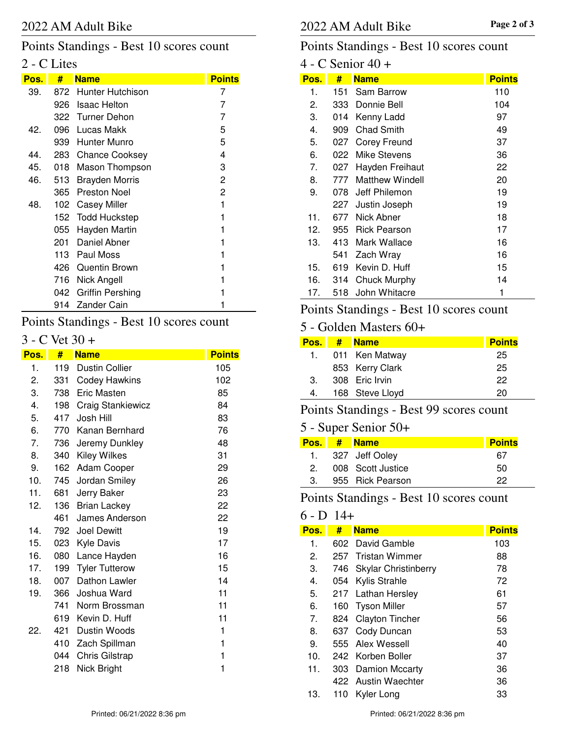# 2022 AM Adult Bike

## Points Standings - Best 10 scores count

### 2 - C Lites

| Pos. | # | Name | Points |
|---|---|---|---|
| 39. | 872 | Hunter Hutchison | 7 |
| | 926 | Isaac Helton | 7 |
| | 322 | Turner Dehon | 7 |
| 42. | 096 | Lucas Makk | 5 |
| | 939 | Hunter Munro | 5 |
| 44. | 283 | Chance Cooksey | 4 |
| 45. | 018 | Mason Thompson | 3 |
| 46. | 513 | Brayden Morris | 2 |
| | 365 | Preston Noel | 2 |
| 48. | 102 | Casey Miller | 1 |
| | 152 | Todd Huckstep | 1 |
| | 055 | Hayden Martin | 1 |
| | 201 | Daniel Abner | 1 |
| | 113 | Paul Moss | 1 |
| | 426 | Quentin Brown | 1 |
| | 716 | Nick Angell | 1 |
| | 042 | Griffin Pershing | 1 |
| | 914 | Zander Cain | 1 |

## Points Standings - Best 10 scores count

### 3 - C Vet 30 +

| Pos. | # | Name | Points |
|---|---|---|---|
| 1. | 119 | Dustin Collier | 105 |
| 2. | 331 | Codey Hawkins | 102 |
| 3. | 738 | Eric Masten | 85 |
| 4. | 198 | Craig Stankiewicz | 84 |
| 5. | 417 | Josh Hill | 83 |
| 6. | 770 | Kanan Bernhard | 76 |
| 7. | 736 | Jeremy Dunkley | 48 |
| 8. | 340 | Kiley Wilkes | 31 |
| 9. | 162 | Adam Cooper | 29 |
| 10. | 745 | Jordan Smiley | 26 |
| 11. | 681 | Jerry Baker | 23 |
| 12. | 136 | Brian Lackey | 22 |
| | 461 | James Anderson | 22 |
| 14. | 792 | Joel Dewitt | 19 |
| 15. | 023 | Kyle Davis | 17 |
| 16. | 080 | Lance Hayden | 16 |
| 17. | 199 | Tyler Tutterow | 15 |
| 18. | 007 | Dathon Lawler | 14 |
| 19. | 366 | Joshua Ward | 11 |
| | 741 | Norm Brossman | 11 |
| | 619 | Kevin D. Huff | 11 |
| 22. | 421 | Dustin Woods | 1 |
| | 410 | Zach Spillman | 1 |
| | 044 | Chris Gilstrap | 1 |
| | 218 | Nick Bright | 1 |

## Points Standings - Best 10 scores count

### 4 - C Senior 40 +

| Pos. | # | Name | Points |
|---|---|---|---|
| 1. | 151 | Sam Barrow | 110 |
| 2. | 333 | Donnie Bell | 104 |
| 3. | 014 | Kenny Ladd | 97 |
| 4. | 909 | Chad Smith | 49 |
| 5. | 027 | Corey Freund | 37 |
| 6. | 022 | Mike Stevens | 36 |
| 7. | 027 | Hayden Freihaut | 22 |
| 8. | 777 | Matthew Windell | 20 |
| 9. | 078 | Jeff Philemon | 19 |
| | 227 | Justin Joseph | 19 |
| 11. | 677 | Nick Abner | 18 |
| 12. | 955 | Rick Pearson | 17 |
| 13. | 413 | Mark Wallace | 16 |
| | 541 | Zach Wray | 16 |
| 15. | 619 | Kevin D. Huff | 15 |
| 16. | 314 | Chuck Murphy | 14 |
| 17. | 518 | John Whitacre | 1 |

## Points Standings - Best 10 scores count

### 5 - Golden Masters 60+

| Pos. | # | Name | Points |
|---|---|---|---|
| 1. | 011 | Ken Matway | 25 |
| | 853 | Kerry Clark | 25 |
| 3. | 308 | Eric Irvin | 22 |
| 4. | 168 | Steve Lloyd | 20 |

## Points Standings - Best 99 scores count

### 5 - Super Senior 50+

| Pos. | # | Name | Points |
|---|---|---|---|
| 1. | 327 | Jeff Ooley | 67 |
| 2. | 008 | Scott Justice | 50 |
| 3. | 955 | Rick Pearson | 22 |

## Points Standings - Best 10 scores count

### 6 - D 14+

| Pos. | # | Name | Points |
|---|---|---|---|
| 1. | 602 | David Gamble | 103 |
| 2. | 257 | Tristan Wimmer | 88 |
| 3. | 746 | Skylar Christinberry | 78 |
| 4. | 054 | Kylis Strahle | 72 |
| 5. | 217 | Lathan Hersley | 61 |
| 6. | 160 | Tyson Miller | 57 |
| 7. | 824 | Clayton Tincher | 56 |
| 8. | 637 | Cody Duncan | 53 |
| 9. | 555 | Alex Wessell | 40 |
| 10. | 242 | Korben Boller | 37 |
| 11. | 303 | Damion Mccarty | 36 |
| | 422 | Austin Waechter | 36 |
| 13. | 110 | Kyler Long | 33 |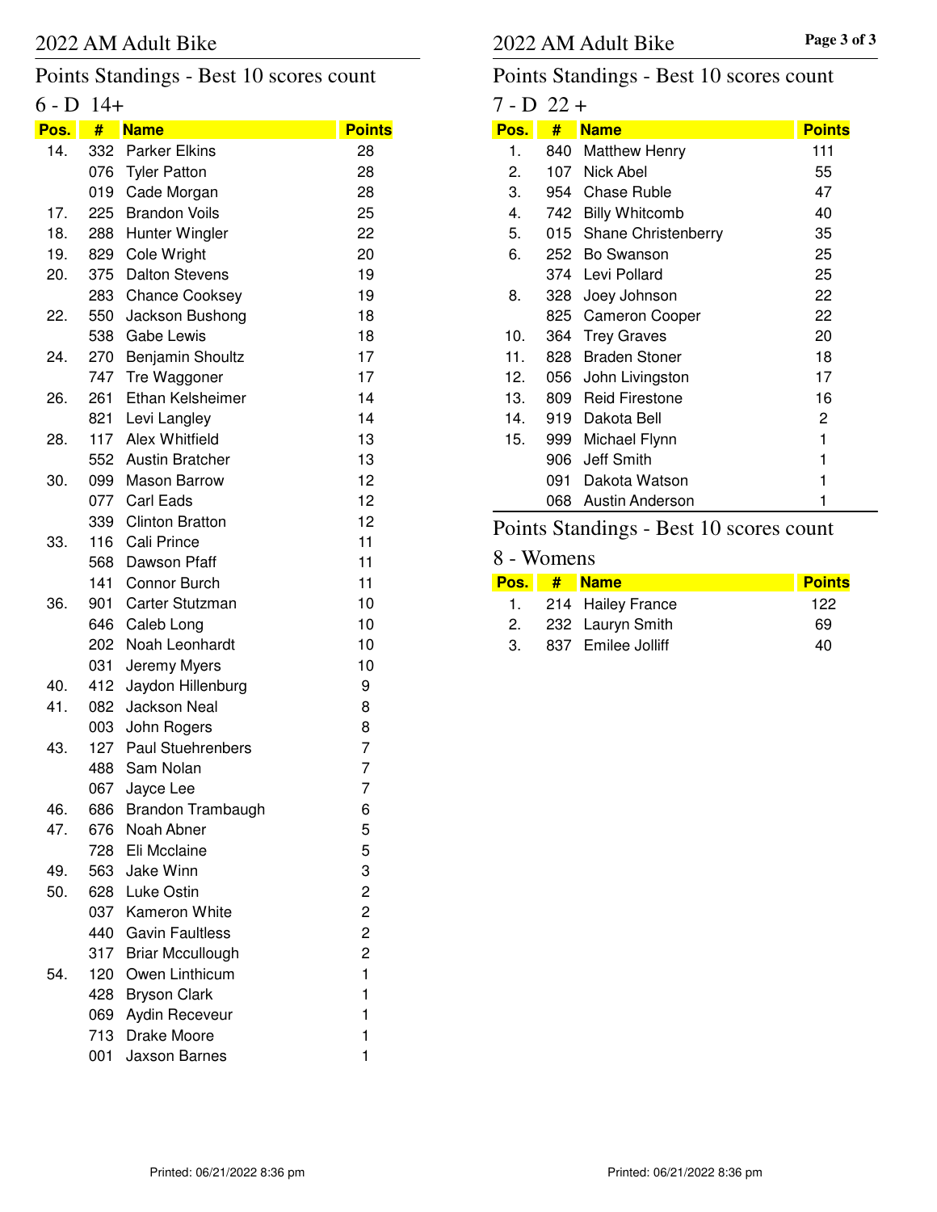# 2022 AM Adult Bike

## Points Standings - Best 10 scores count

### 6 - D 14+

| Pos. | # | Name | Points |
|---|---|---|---|
| 14. | 332 | Parker Elkins | 28 |
| | 076 | Tyler Patton | 28 |
| | 019 | Cade Morgan | 28 |
| 17. | 225 | Brandon Voils | 25 |
| 18. | 288 | Hunter Wingler | 22 |
| 19. | 829 | Cole Wright | 20 |
| 20. | 375 | Dalton Stevens | 19 |
| | 283 | Chance Cooksey | 19 |
| 22. | 550 | Jackson Bushong | 18 |
| | 538 | Gabe Lewis | 18 |
| 24. | 270 | Benjamin Shoultz | 17 |
| | 747 | Tre Waggoner | 17 |
| 26. | 261 | Ethan Kelsheimer | 14 |
| | 821 | Levi Langley | 14 |
| 28. | 117 | Alex Whitfield | 13 |
| | 552 | Austin Bratcher | 13 |
| 30. | 099 | Mason Barrow | 12 |
| | 077 | Carl Eads | 12 |
| | 339 | Clinton Bratton | 12 |
| 33. | 116 | Cali Prince | 11 |
| | 568 | Dawson Pfaff | 11 |
| | 141 | Connor Burch | 11 |
| 36. | 901 | Carter Stutzman | 10 |
| | 646 | Caleb Long | 10 |
| | 202 | Noah Leonhardt | 10 |
| | 031 | Jeremy Myers | 10 |
| 40. | 412 | Jaydon Hillenburg | 9 |
| 41. | 082 | Jackson Neal | 8 |
| | 003 | John Rogers | 8 |
| 43. | 127 | Paul Stuehrenbers | 7 |
| | 488 | Sam Nolan | 7 |
| | 067 | Jayce Lee | 7 |
| 46. | 686 | Brandon Trambaugh | 6 |
| 47. | 676 | Noah Abner | 5 |
| | 728 | Eli Mcclaine | 5 |
| 49. | 563 | Jake Winn | 3 |
| 50. | 628 | Luke Ostin | 2 |
| | 037 | Kameron White | 2 |
| | 440 | Gavin Faultless | 2 |
| | 317 | Briar Mccullough | 2 |
| 54. | 120 | Owen Linthicum | 1 |
| | 428 | Bryson Clark | 1 |
| | 069 | Aydin Receveur | 1 |
| | 713 | Drake Moore | 1 |
| | 001 | Jaxson Barnes | 1 |

## Points Standings - Best 10 scores count

### 7 - D 22 +

| Pos. | # | Name | Points |
|---|---|---|---|
| 1. | 840 | Matthew Henry | 111 |
| 2. | 107 | Nick Abel | 55 |
| 3. | 954 | Chase Ruble | 47 |
| 4. | 742 | Billy Whitcomb | 40 |
| 5. | 015 | Shane Christenberry | 35 |
| 6. | 252 | Bo Swanson | 25 |
| | 374 | Levi Pollard | 25 |
| 8. | 328 | Joey Johnson | 22 |
| | 825 | Cameron Cooper | 22 |
| 10. | 364 | Trey Graves | 20 |
| 11. | 828 | Braden Stoner | 18 |
| 12. | 056 | John Livingston | 17 |
| 13. | 809 | Reid Firestone | 16 |
| 14. | 919 | Dakota Bell | 2 |
| 15. | 999 | Michael Flynn | 1 |
| | 906 | Jeff Smith | 1 |
| | 091 | Dakota Watson | 1 |
| | 068 | Austin Anderson | 1 |

## Points Standings - Best 10 scores count

### 8 - Womens

| Pos. | # | Name | Points |
|---|---|---|---|
| 1. | 214 | Hailey France | 122 |
| 2. | 232 | Lauryn Smith | 69 |
| 3. | 837 | Emilee Jolliff | 40 |

Printed: 06/21/2022 8:36 pm